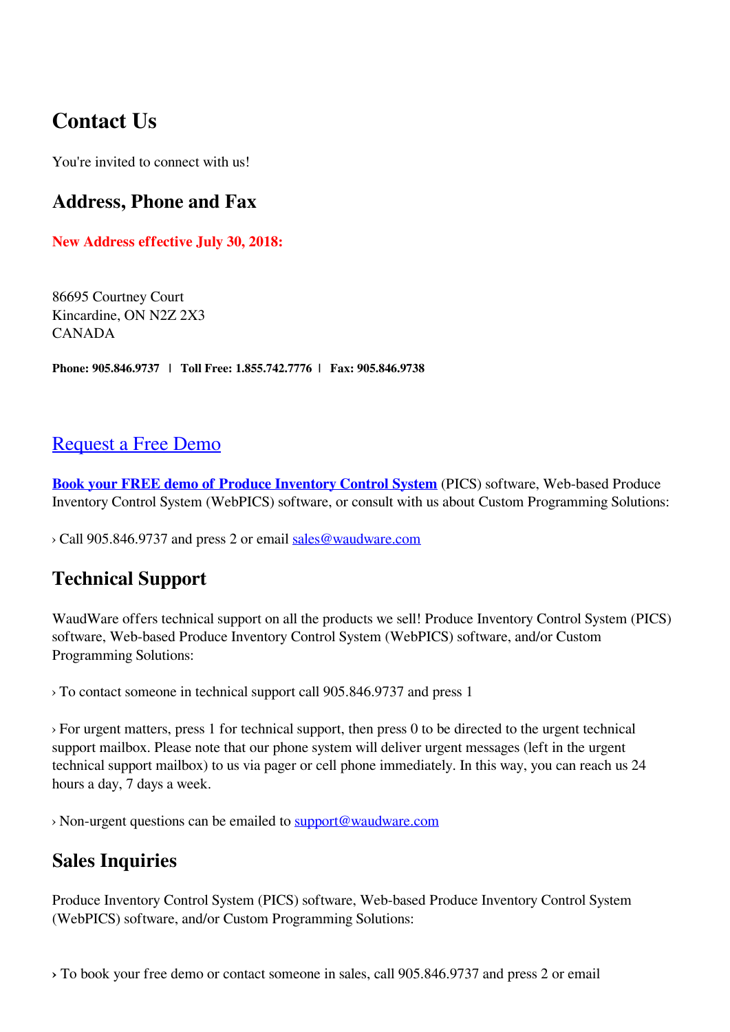# Contact Us

You're invited to connect with us!

## Address, Phone and Fax

**New Address effective July 30, 2018:**

86695 Courtney Court  
Kincardine, ON N2Z 2X3  
CANADA

**Phone: 905.846.9737 | Toll Free: 1.855.742.7776 | Fax: 905.846.9738**

## Request a Free Demo

**Book your FREE demo of Produce Inventory Control System** (PICS) software, Web-based Produce Inventory Control System (WebPICS) software, or consult with us about Custom Programming Solutions:

› Call 905.846.9737 and press 2 or email sales@waudware.com

## Technical Support

WaudWare offers technical support on all the products we sell! Produce Inventory Control System (PICS) software, Web-based Produce Inventory Control System (WebPICS) software, and/or Custom Programming Solutions:

› To contact someone in technical support call 905.846.9737 and press 1

› For urgent matters, press 1 for technical support, then press 0 to be directed to the urgent technical support mailbox. Please note that our phone system will deliver urgent messages (left in the urgent technical support mailbox) to us via pager or cell phone immediately. In this way, you can reach us 24 hours a day, 7 days a week.

› Non-urgent questions can be emailed to support@waudware.com

## Sales Inquiries

Produce Inventory Control System (PICS) software, Web-based Produce Inventory Control System (WebPICS) software, and/or Custom Programming Solutions:

› To book your free demo or contact someone in sales, call 905.846.9737 and press 2 or email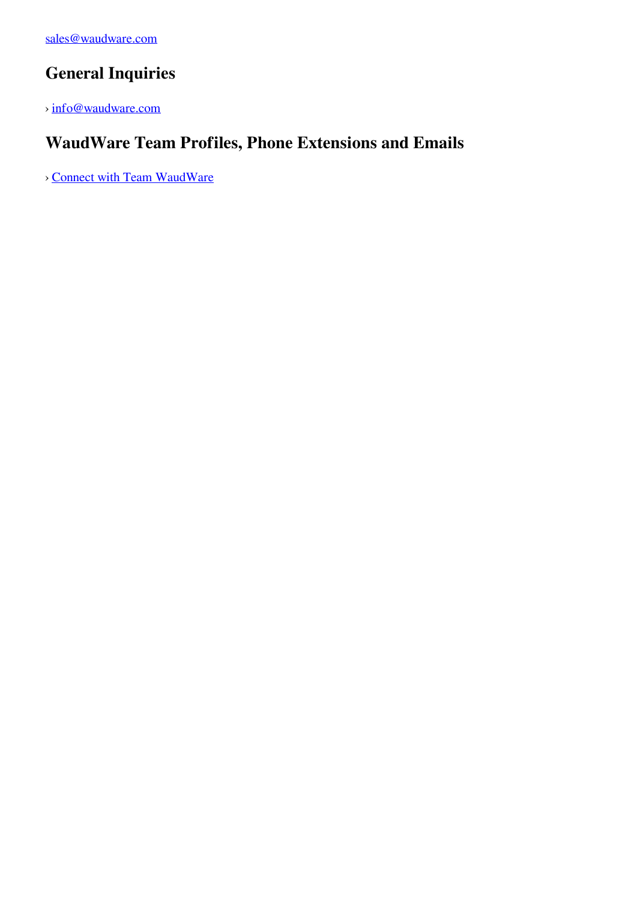sales@waudware.com

## General Inquiries

› info@waudware.com

## WaudWare Team Profiles, Phone Extensions and Emails

› Connect with Team WaudWare